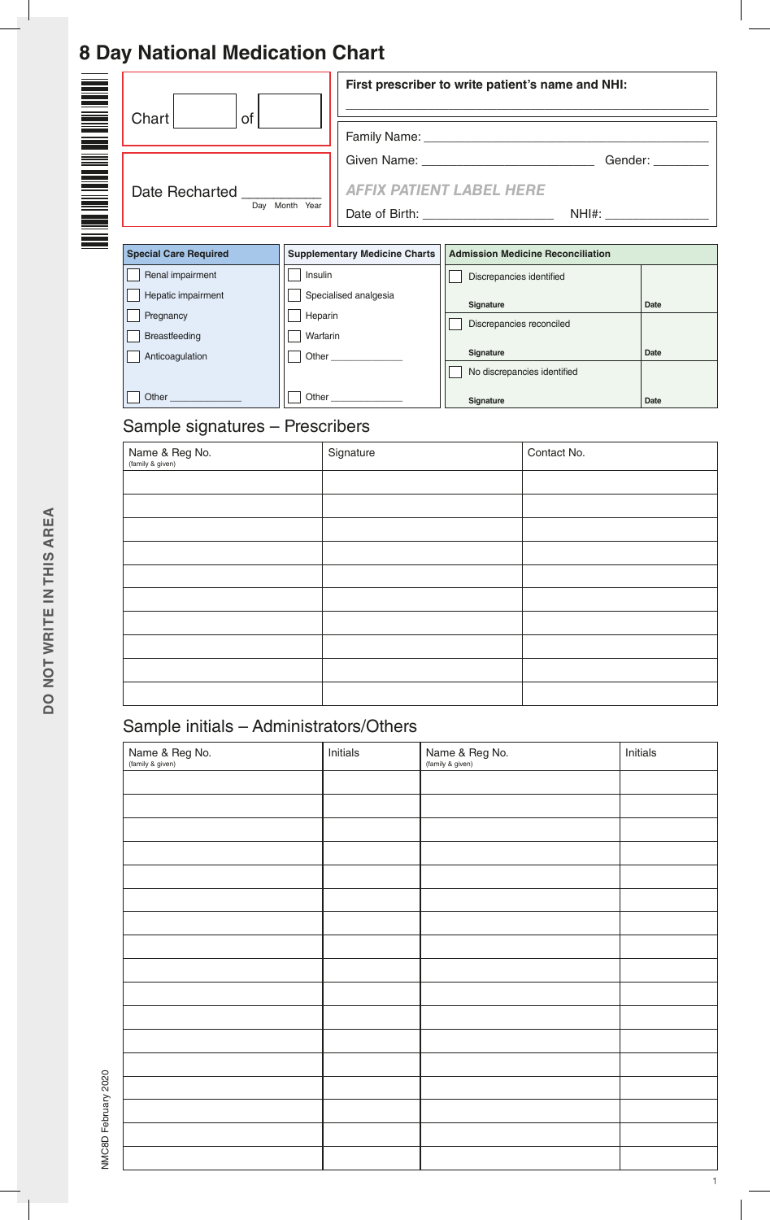# 8 Day National Medication Chart

Chart ____ of ____

Date Recharted ______________
Day Month Year

**First prescriber to write patient's name and NHI:**

Family Name: ______________________________

Given Name: ______________________ Gender: __________

*AFFIX PATIENT LABEL HERE*

Date of Birth: ____________________ NHI#: ________________

| Special Care Required | Supplementary Medicine Charts |
|---|---|
| ☐ Renal impairment | ☐ Insulin |
| ☐ Hepatic impairment | ☐ Specialised analgesia |
| ☐ Pregnancy | ☐ Heparin |
| ☐ Breastfeeding | ☐ Warfarin |
| ☐ Anticoagulation | ☐ Other ____________ |
| ☐ Other ____________ | ☐ Other ____________ |

| Admission Medicine Reconciliation | |
|---|---|
| ☐ Discrepancies identified<br>**Signature** | **Date** |
| ☐ Discrepancies reconciled<br>**Signature** | **Date** |
| ☐ No discrepancies identified<br>**Signature** | **Date** |

## Sample signatures – Prescribers

| Name & Reg No. (family & given) | Signature | Contact No. |
|---|---|---|
| | | |
| | | |
| | | |
| | | |
| | | |
| | | |
| | | |
| | | |
| | | |
| | | |

## Sample initials – Administrators/Others

| Name & Reg No. (family & given) | Initials | Name & Reg No. (family & given) | Initials |
|---|---|---|---|
| | | | |
| | | | |
| | | | |
| | | | |
| | | | |
| | | | |
| | | | |
| | | | |
| | | | |
| | | | |
| | | | |
| | | | |
| | | | |
| | | | |
| | | | |
| | | | |
| | | | |

DO NOT WRITE IN THIS AREA

NMC8D February 2020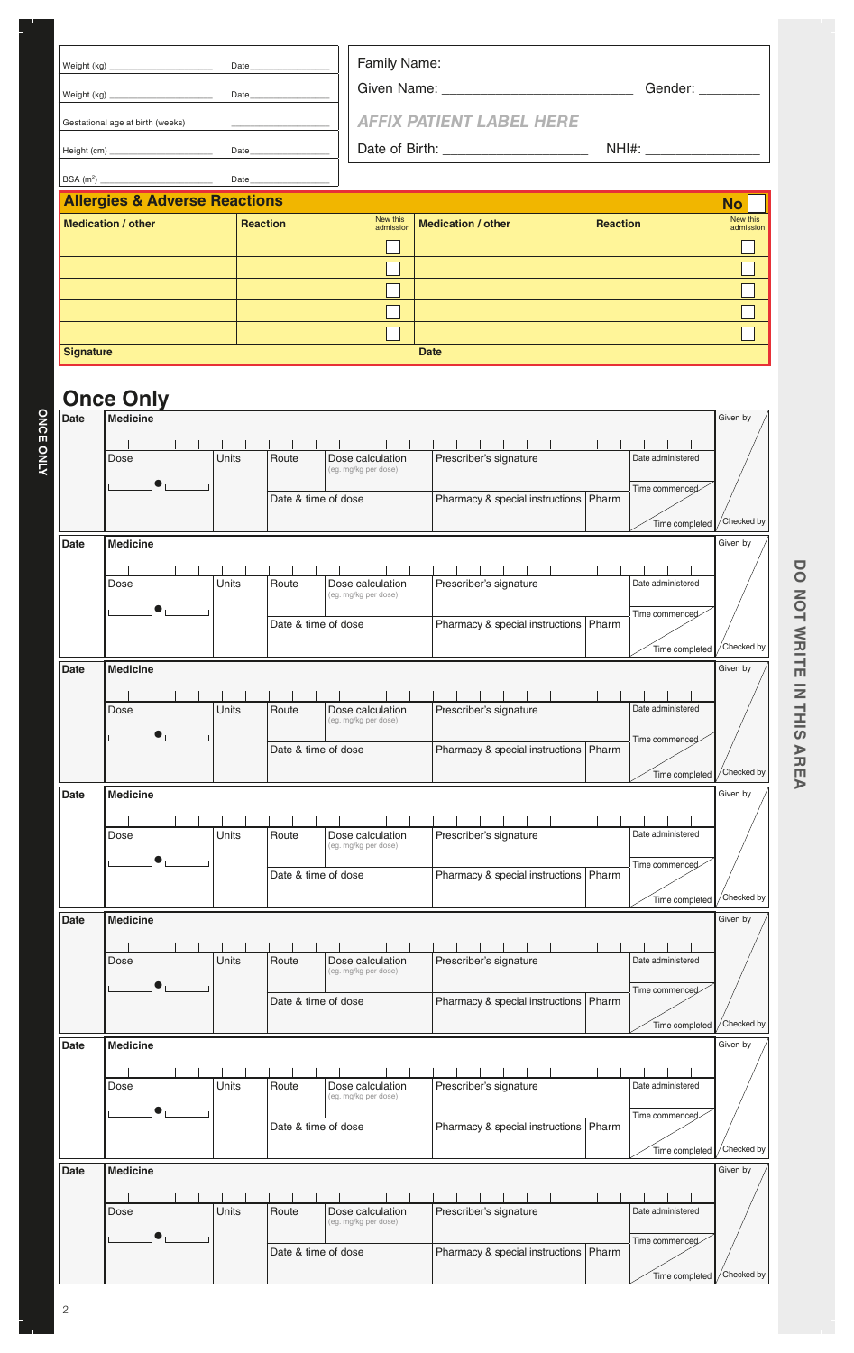| | | |
|---|---|---|
| Weight (kg) | Date | |
| Weight (kg) | Date | |
| Gestational age at birth (weeks) | | |
| Height (cm) | Date | |
| BSA (m²) | Date | |

Family Name: ____________________

Given Name: ____________________ Gender: ________

*AFFIX PATIENT LABEL HERE*

Date of Birth: ____________________ NHI#: ____________

## Allergies & Adverse Reactions

**No** ☐

| Medication / other | Reaction | New this admission | Medication / other | Reaction | New this admission |
|---|---|---|---|---|---|
| | | ☐ | | | ☐ |
| | | ☐ | | | ☐ |
| | | ☐ | | | ☐ |
| | | ☐ | | | ☐ |
| | | ☐ | | | ☐ |

**Signature** **Date**

## Once Only

| Date | Medicine | | | | | | Given by |
|---|---|---|---|---|---|---|---|
| | Dose | Units | Route | Dose calculation (eg. mg/kg per dose) | Prescriber's signature | Date administered | |
| | | | Date & time of dose | | Pharmacy & special instructions / Pharm | Time commenced / Time completed | Checked by |

| Date | Medicine | | | | | | Given by |
|---|---|---|---|---|---|---|---|
| | Dose | Units | Route | Dose calculation (eg. mg/kg per dose) | Prescriber's signature | Date administered | |
| | | | Date & time of dose | | Pharmacy & special instructions / Pharm | Time commenced / Time completed | Checked by |

| Date | Medicine | | | | | | Given by |
|---|---|---|---|---|---|---|---|
| | Dose | Units | Route | Dose calculation (eg. mg/kg per dose) | Prescriber's signature | Date administered | |
| | | | Date & time of dose | | Pharmacy & special instructions / Pharm | Time commenced / Time completed | Checked by |

| Date | Medicine | | | | | | Given by |
|---|---|---|---|---|---|---|---|
| | Dose | Units | Route | Dose calculation (eg. mg/kg per dose) | Prescriber's signature | Date administered | |
| | | | Date & time of dose | | Pharmacy & special instructions / Pharm | Time commenced / Time completed | Checked by |

| Date | Medicine | | | | | | Given by |
|---|---|---|---|---|---|---|---|
| | Dose | Units | Route | Dose calculation (eg. mg/kg per dose) | Prescriber's signature | Date administered | |
| | | | Date & time of dose | | Pharmacy & special instructions / Pharm | Time commenced / Time completed | Checked by |

| Date | Medicine | | | | | | Given by |
|---|---|---|---|---|---|---|---|
| | Dose | Units | Route | Dose calculation (eg. mg/kg per dose) | Prescriber's signature | Date administered | |
| | | | Date & time of dose | | Pharmacy & special instructions / Pharm | Time commenced / Time completed | Checked by |

| Date | Medicine | | | | | | Given by |
|---|---|---|---|---|---|---|---|
| | Dose | Units | Route | Dose calculation (eg. mg/kg per dose) | Prescriber's signature | Date administered | |
| | | | Date & time of dose | | Pharmacy & special instructions / Pharm | Time commenced / Time completed | Checked by |

ONCE ONLY

DO NOT WRITE IN THIS AREA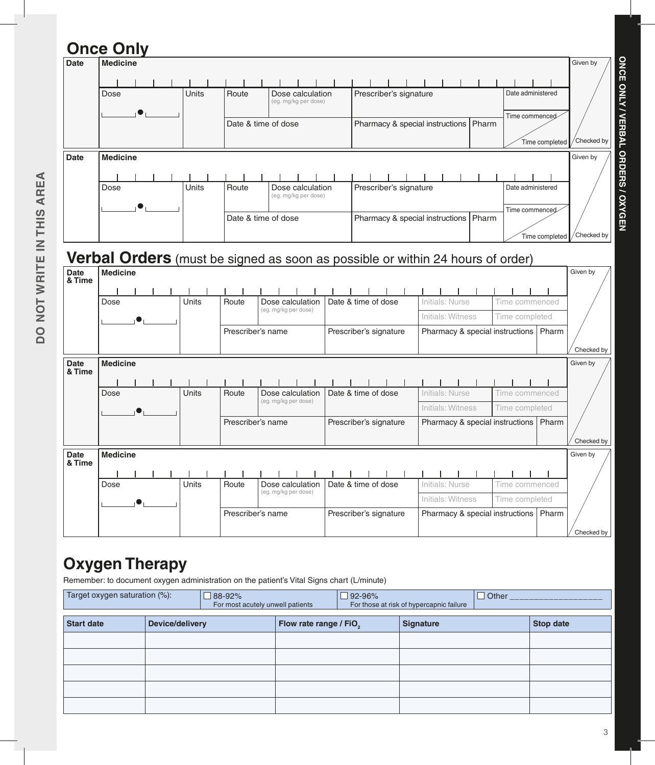DO NOT WRITE IN THIS AREA

ONCE ONLY / VERBAL ORDERS / OXYGEN

## Once Only

| Date | Medicine | | | | | | Given by |
|---|---|---|---|---|---|---|---|
| | Dose | Units | Route | Dose calculation (eg. mg/kg per dose) | Prescriber's signature | Date administered | |
| | | | Date & time of dose | | Pharmacy & special instructions | Pharm | Time commenced / Time completed | Checked by |

| Date | Medicine | | | | | | Given by |
|---|---|---|---|---|---|---|---|
| | Dose | Units | Route | Dose calculation (eg. mg/kg per dose) | Prescriber's signature | Date administered | |
| | | | Date & time of dose | | Pharmacy & special instructions | Pharm | Time commenced / Time completed | Checked by |

## Verbal Orders (must be signed as soon as possible or within 24 hours of order)

| Date & Time | Medicine | | | | | | | Given by |
|---|---|---|---|---|---|---|---|---|
| | Dose | Units | Route | Dose calculation (eg. mg/kg per dose) | Date & time of dose | Initials: Nurse | Time commenced | |
| | | | | | | Initials: Witness | Time completed | |
| | | | Prescriber's name | | Prescriber's signature | Pharmacy & special instructions | Pharm | Checked by |

| Date & Time | Medicine | | | | | | | Given by |
|---|---|---|---|---|---|---|---|---|
| | Dose | Units | Route | Dose calculation (eg. mg/kg per dose) | Date & time of dose | Initials: Nurse | Time commenced | |
| | | | | | | Initials: Witness | Time completed | |
| | | | Prescriber's name | | Prescriber's signature | Pharmacy & special instructions | Pharm | Checked by |

| Date & Time | Medicine | | | | | | | Given by |
|---|---|---|---|---|---|---|---|---|
| | Dose | Units | Route | Dose calculation (eg. mg/kg per dose) | Date & time of dose | Initials: Nurse | Time commenced | |
| | | | | | | Initials: Witness | Time completed | |
| | | | Prescriber's name | | Prescriber's signature | Pharmacy & special instructions | Pharm | Checked by |

## Oxygen Therapy

Remember: to document oxygen administration on the patient's Vital Signs chart (L/minute)

| Target oxygen saturation (%): | ☐ 88-92% For most acutely unwell patients | ☐ 92-96% For those at risk of hypercapnic failure | ☐ Other __________________ |
|---|---|---|---|

| Start date | Device/delivery | Flow rate range / $FiO_2$ | Signature | Stop date |
|---|---|---|---|---|
| | | | | |
| | | | | |
| | | | | |
| | | | | |
| | | | | |